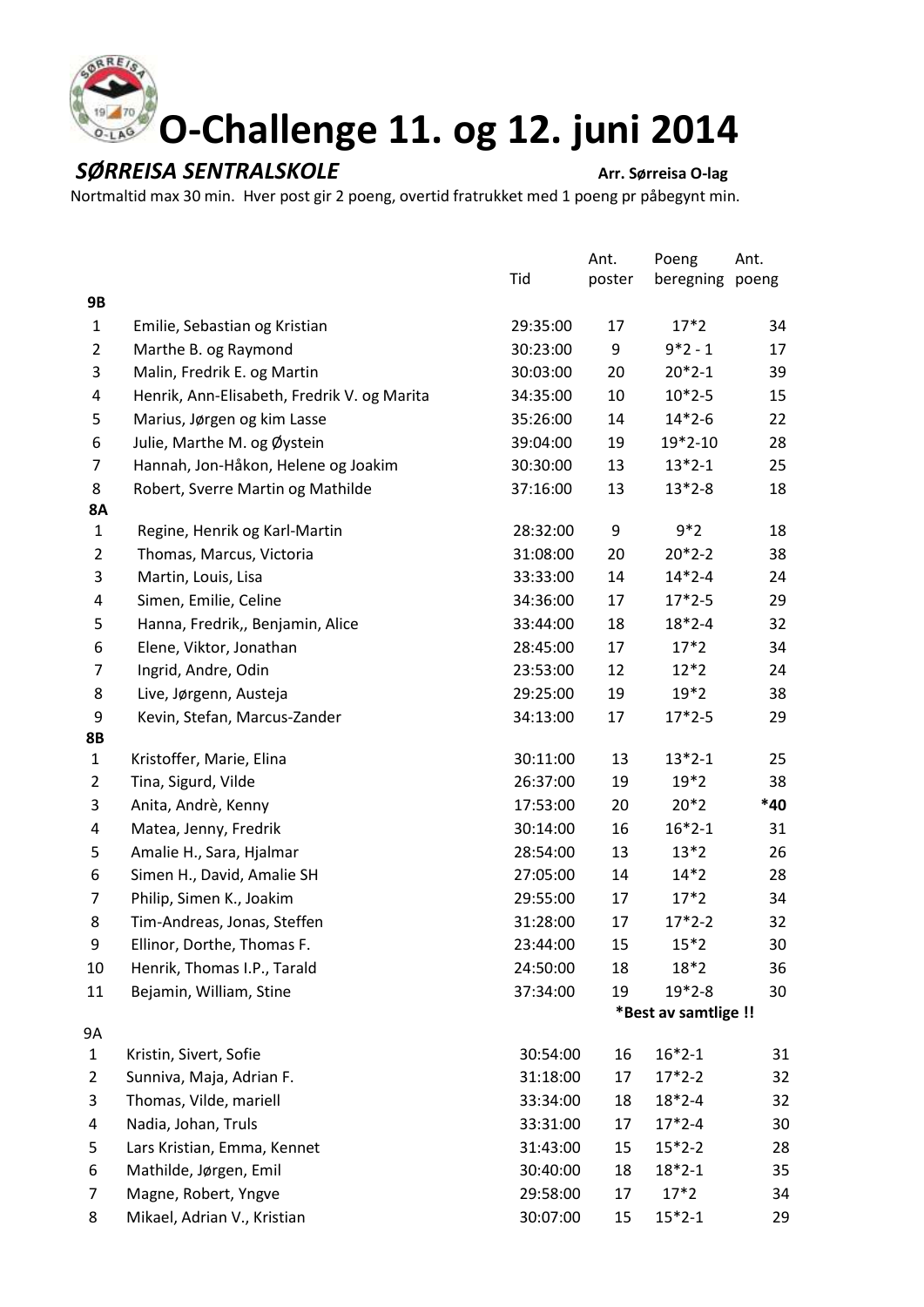# O-Challenge 11. og 12. juni 2014

***SØRREISA SENTRALSKOLE*** **Arr. Sørreisa O-lag**

Nortmaltid max 30 min. Hver post gir 2 poeng, overtid fratrukket med 1 poeng pr påbegynt min.

| | | Tid | Ant. poster | Poeng beregning | Ant. poeng |
|---|---|---|---|---|---|
| **9B** | | | | | |
| 1 | Emilie, Sebastian og Kristian | 29:35:00 | 17 | 17*2 | 34 |
| 2 | Marthe B. og Raymond | 30:23:00 | 9 | 9*2 - 1 | 17 |
| 3 | Malin, Fredrik E. og Martin | 30:03:00 | 20 | 20*2-1 | 39 |
| 4 | Henrik, Ann-Elisabeth, Fredrik V. og Marita | 34:35:00 | 10 | 10*2-5 | 15 |
| 5 | Marius, Jørgen og kim Lasse | 35:26:00 | 14 | 14*2-6 | 22 |
| 6 | Julie, Marthe M. og Øystein | 39:04:00 | 19 | 19*2-10 | 28 |
| 7 | Hannah, Jon-Håkon, Helene og Joakim | 30:30:00 | 13 | 13*2-1 | 25 |
| 8 | Robert, Sverre Martin og Mathilde | 37:16:00 | 13 | 13*2-8 | 18 |
| **8A** | | | | | |
| 1 | Regine, Henrik og Karl-Martin | 28:32:00 | 9 | 9*2 | 18 |
| 2 | Thomas, Marcus, Victoria | 31:08:00 | 20 | 20*2-2 | 38 |
| 3 | Martin, Louis, Lisa | 33:33:00 | 14 | 14*2-4 | 24 |
| 4 | Simen, Emilie, Celine | 34:36:00 | 17 | 17*2-5 | 29 |
| 5 | Hanna, Fredrik,, Benjamin, Alice | 33:44:00 | 18 | 18*2-4 | 32 |
| 6 | Elene, Viktor, Jonathan | 28:45:00 | 17 | 17*2 | 34 |
| 7 | Ingrid, Andre, Odin | 23:53:00 | 12 | 12*2 | 24 |
| 8 | Live, Jørgenn, Austeja | 29:25:00 | 19 | 19*2 | 38 |
| 9 | Kevin, Stefan, Marcus-Zander | 34:13:00 | 17 | 17*2-5 | 29 |
| **8B** | | | | | |
| 1 | Kristoffer, Marie, Elina | 30:11:00 | 13 | 13*2-1 | 25 |
| 2 | Tina, Sigurd, Vilde | 26:37:00 | 19 | 19*2 | 38 |
| 3 | Anita, Andrè, Kenny | 17:53:00 | 20 | 20*2 | ***40** |
| 4 | Matea, Jenny, Fredrik | 30:14:00 | 16 | 16*2-1 | 31 |
| 5 | Amalie H., Sara, Hjalmar | 28:54:00 | 13 | 13*2 | 26 |
| 6 | Simen H., David, Amalie SH | 27:05:00 | 14 | 14*2 | 28 |
| 7 | Philip, Simen K., Joakim | 29:55:00 | 17 | 17*2 | 34 |
| 8 | Tim-Andreas, Jonas, Steffen | 31:28:00 | 17 | 17*2-2 | 32 |
| 9 | Ellinor, Dorthe, Thomas F. | 23:44:00 | 15 | 15*2 | 30 |
| 10 | Henrik, Thomas I.P., Tarald | 24:50:00 | 18 | 18*2 | 36 |
| 11 | Bejamin, William, Stine | 37:34:00 | 19 | 19*2-8 | 30 |
| | | | | ***Best av samtlige !!** | |
| 9A | | | | | |
| 1 | Kristin, Sivert, Sofie | 30:54:00 | 16 | 16*2-1 | 31 |
| 2 | Sunniva, Maja, Adrian F. | 31:18:00 | 17 | 17*2-2 | 32 |
| 3 | Thomas, Vilde, mariell | 33:34:00 | 18 | 18*2-4 | 32 |
| 4 | Nadia, Johan, Truls | 33:31:00 | 17 | 17*2-4 | 30 |
| 5 | Lars Kristian, Emma, Kennet | 31:43:00 | 15 | 15*2-2 | 28 |
| 6 | Mathilde, Jørgen, Emil | 30:40:00 | 18 | 18*2-1 | 35 |
| 7 | Magne, Robert, Yngve | 29:58:00 | 17 | 17*2 | 34 |
| 8 | Mikael, Adrian V., Kristian | 30:07:00 | 15 | 15*2-1 | 29 |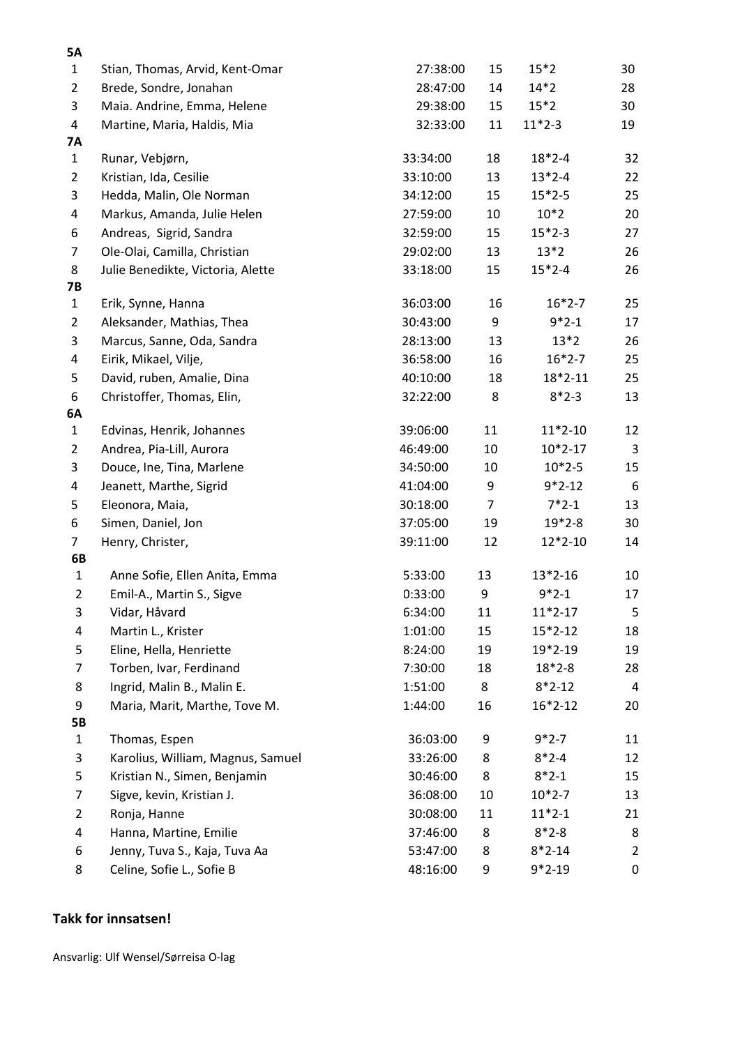| | | | | | |
|---|---|---|---|---|---|
| **5A** | | | | | |
| 1 | Stian, Thomas, Arvid, Kent-Omar | 27:38:00 | 15 | 15*2 | 30 |
| 2 | Brede, Sondre, Jonahan | 28:47:00 | 14 | 14*2 | 28 |
| 3 | Maia. Andrine, Emma, Helene | 29:38:00 | 15 | 15*2 | 30 |
| 4 | Martine, Maria, Haldis, Mia | 32:33:00 | 11 | 11*2-3 | 19 |
| **7A** | | | | | |
| 1 | Runar, Vebjørn, | 33:34:00 | 18 | 18*2-4 | 32 |
| 2 | Kristian, Ida, Cesilie | 33:10:00 | 13 | 13*2-4 | 22 |
| 3 | Hedda, Malin, Ole Norman | 34:12:00 | 15 | 15*2-5 | 25 |
| 4 | Markus, Amanda, Julie Helen | 27:59:00 | 10 | 10*2 | 20 |
| 6 | Andreas, Sigrid, Sandra | 32:59:00 | 15 | 15*2-3 | 27 |
| 7 | Ole-Olai, Camilla, Christian | 29:02:00 | 13 | 13*2 | 26 |
| 8 | Julie Benedikte, Victoria, Alette | 33:18:00 | 15 | 15*2-4 | 26 |
| **7B** | | | | | |
| 1 | Erik, Synne, Hanna | 36:03:00 | 16 | 16*2-7 | 25 |
| 2 | Aleksander, Mathias, Thea | 30:43:00 | 9 | 9*2-1 | 17 |
| 3 | Marcus, Sanne, Oda, Sandra | 28:13:00 | 13 | 13*2 | 26 |
| 4 | Eirik, Mikael, Vilje, | 36:58:00 | 16 | 16*2-7 | 25 |
| 5 | David, ruben, Amalie, Dina | 40:10:00 | 18 | 18*2-11 | 25 |
| 6 | Christoffer, Thomas, Elin, | 32:22:00 | 8 | 8*2-3 | 13 |
| **6A** | | | | | |
| 1 | Edvinas, Henrik, Johannes | 39:06:00 | 11 | 11*2-10 | 12 |
| 2 | Andrea, Pia-Lill, Aurora | 46:49:00 | 10 | 10*2-17 | 3 |
| 3 | Douce, Ine, Tina, Marlene | 34:50:00 | 10 | 10*2-5 | 15 |
| 4 | Jeanett, Marthe, Sigrid | 41:04:00 | 9 | 9*2-12 | 6 |
| 5 | Eleonora, Maia, | 30:18:00 | 7 | 7*2-1 | 13 |
| 6 | Simen, Daniel, Jon | 37:05:00 | 19 | 19*2-8 | 30 |
| 7 | Henry, Christer, | 39:11:00 | 12 | 12*2-10 | 14 |
| **6B** | | | | | |
| 1 | Anne Sofie, Ellen Anita, Emma | 5:33:00 | 13 | 13*2-16 | 10 |
| 2 | Emil-A., Martin S., Sigve | 0:33:00 | 9 | 9*2-1 | 17 |
| 3 | Vidar, Håvard | 6:34:00 | 11 | 11*2-17 | 5 |
| 4 | Martin L., Krister | 1:01:00 | 15 | 15*2-12 | 18 |
| 5 | Eline, Hella, Henriette | 8:24:00 | 19 | 19*2-19 | 19 |
| 7 | Torben, Ivar, Ferdinand | 7:30:00 | 18 | 18*2-8 | 28 |
| 8 | Ingrid, Malin B., Malin E. | 1:51:00 | 8 | 8*2-12 | 4 |
| 9 | Maria, Marit, Marthe, Tove M. | 1:44:00 | 16 | 16*2-12 | 20 |
| **5B** | | | | | |
| 1 | Thomas, Espen | 36:03:00 | 9 | 9*2-7 | 11 |
| 3 | Karolius, William, Magnus, Samuel | 33:26:00 | 8 | 8*2-4 | 12 |
| 5 | Kristian N., Simen, Benjamin | 30:46:00 | 8 | 8*2-1 | 15 |
| 7 | Sigve, kevin, Kristian J. | 36:08:00 | 10 | 10*2-7 | 13 |
| 2 | Ronja, Hanne | 30:08:00 | 11 | 11*2-1 | 21 |
| 4 | Hanna, Martine, Emilie | 37:46:00 | 8 | 8*2-8 | 8 |
| 6 | Jenny, Tuva S., Kaja, Tuva Aa | 53:47:00 | 8 | 8*2-14 | 2 |
| 8 | Celine, Sofie L., Sofie B | 48:16:00 | 9 | 9*2-19 | 0 |

**Takk for innsatsen!**

Ansvarlig: Ulf Wensel/Sørreisa O-lag